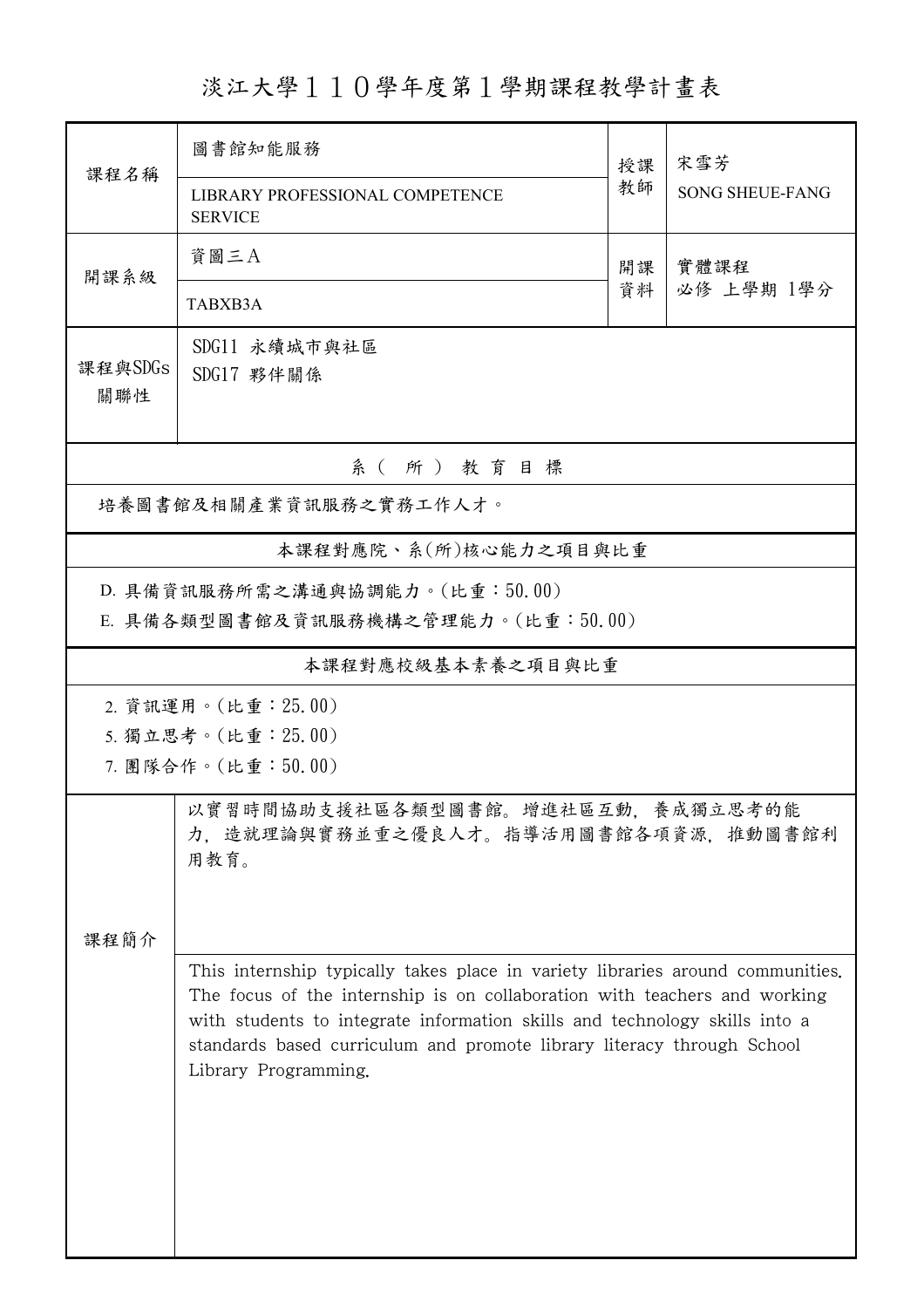# 淡江大學１１０學年度第１學期課程教學計畫表

| 課程名稱 | 圖書館知能服務<br>LIBRARY PROFESSIONAL COMPETENCE SERVICE | 授課教師 | 宋雪芳<br>SONG SHEUE-FANG |
|---|---|---|---|
| 開課系級 | 資圖三A<br>TABXB3A | 開課資料 | 實體課程<br>必修 上學期 1學分 |
| 課程與SDGs關聯性 | SDG11 永續城市與社區<br>SDG17 夥伴關係 | | |

## 系（所）教育目標

培養圖書館及相關產業資訊服務之實務工作人才。

## 本課程對應院、系(所)核心能力之項目與比重

D. 具備資訊服務所需之溝通與協調能力。(比重：50.00)

E. 具備各類型圖書館及資訊服務機構之管理能力。(比重：50.00)

## 本課程對應校級基本素養之項目與比重

2. 資訊運用。(比重：25.00)
5. 獨立思考。(比重：25.00)
7. 團隊合作。(比重：50.00)

## 課程簡介

以實習時間協助支援社區各類型圖書館。增進社區互動，養成獨立思考的能力，造就理論與實務並重之優良人才。指導活用圖書館各項資源，推動圖書館利用教育。

This internship typically takes place in variety libraries around communities. The focus of the internship is on collaboration with teachers and working with students to integrate information skills and technology skills into a standards based curriculum and promote library literacy through School Library Programming.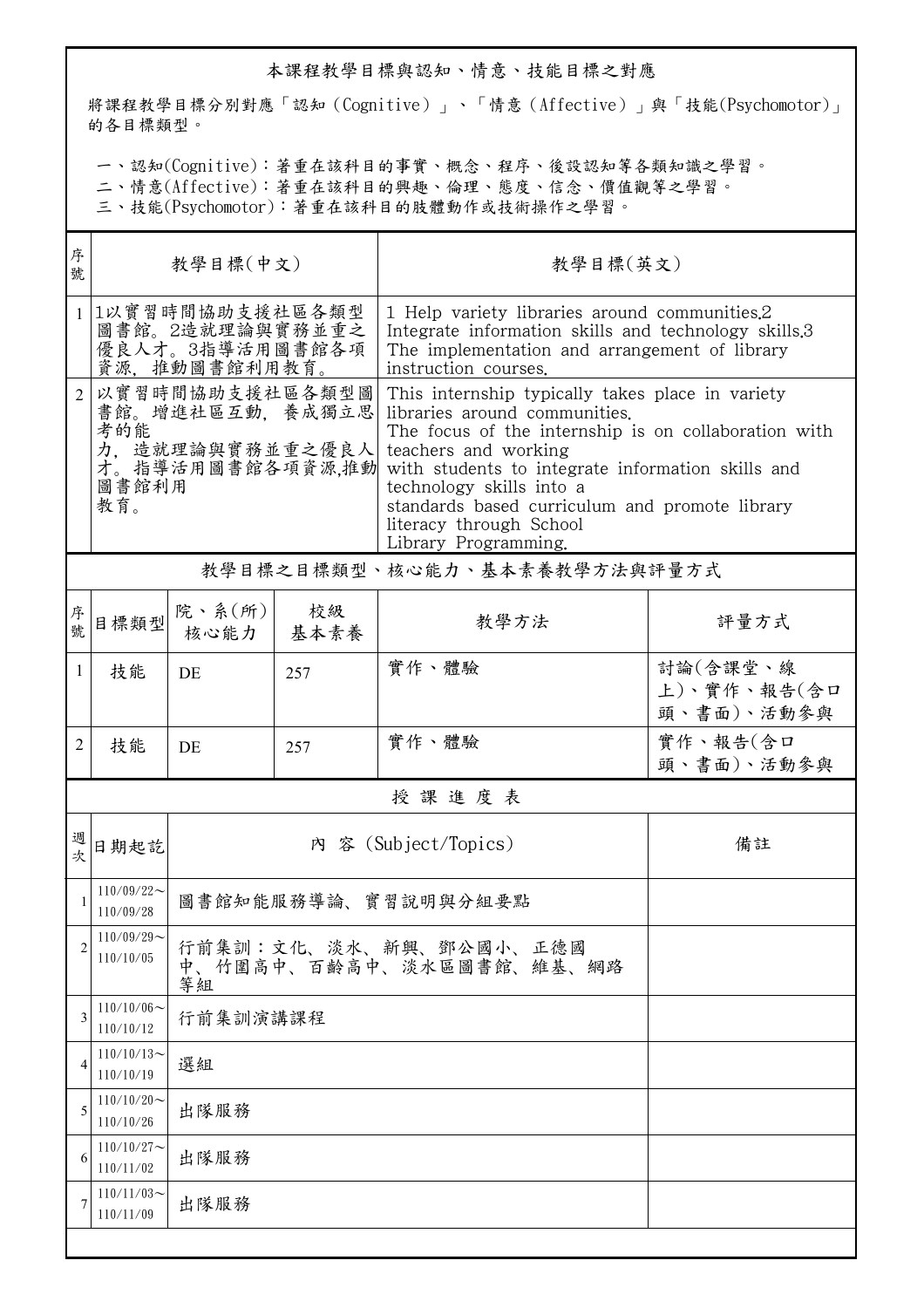## 本課程教學目標與認知、情意、技能目標之對應

將課程教學目標分別對應「認知（Cognitive）」、「情意（Affective）」與「技能(Psychomotor)」的各目標類型。

一、認知(Cognitive)：著重在該科目的事實、概念、程序、後設認知等各類知識之學習。
二、情意(Affective)：著重在該科目的興趣、倫理、態度、信念、價值觀等之學習。
三、技能(Psychomotor)：著重在該科目的肢體動作或技術操作之學習。

| 序號 | 教學目標(中文) | 教學目標(英文) |
|---|---|---|
| 1 | 1以實習時間協助支援社區各類型圖書館。2造就理論與實務並重之優良人才。3指導活用圖書館各項資源，推動圖書館利用教育。 | 1 Help variety libraries around communities.2 Integrate information skills and technology skills.3 The implementation and arrangement of library instruction courses. |
| 2 | 以實習時間協助支援社區各類型圖書館。增進社區互動，養成獨立思考的能力，造就理論與實務並重之優良人才。指導活用圖書館各項資源,推動圖書館利用教育。 | This internship typically takes place in variety libraries around communities. The focus of the internship is on collaboration with teachers and working with students to integrate information skills and technology skills into a standards based curriculum and promote library literacy through School Library Programming. |

## 教學目標之目標類型、核心能力、基本素養教學方法與評量方式

| 序號 | 目標類型 | 院、系(所)核心能力 | 校級基本素養 | 教學方法 | 評量方式 |
|---|---|---|---|---|---|
| 1 | 技能 | DE | 257 | 實作、體驗 | 討論(含課堂、線上)、實作、報告(含口頭、書面)、活動參與 |
| 2 | 技能 | DE | 257 | 實作、體驗 | 實作、報告(含口頭、書面)、活動參與 |

## 授課進度表

| 週次 | 日期起訖 | 內容 (Subject/Topics) | 備註 |
|---|---|---|---|
| 1 | 110/09/22～110/09/28 | 圖書館知能服務導論、實習說明與分組要點 | |
| 2 | 110/09/29～110/10/05 | 行前集訓：文化、淡水、新興、鄧公國小、正德國中、竹圍高中、百齡高中、淡水區圖書館、維基、網路等組 | |
| 3 | 110/10/06～110/10/12 | 行前集訓演講課程 | |
| 4 | 110/10/13～110/10/19 | 選組 | |
| 5 | 110/10/20～110/10/26 | 出隊服務 | |
| 6 | 110/10/27～110/11/02 | 出隊服務 | |
| 7 | 110/11/03～110/11/09 | 出隊服務 | |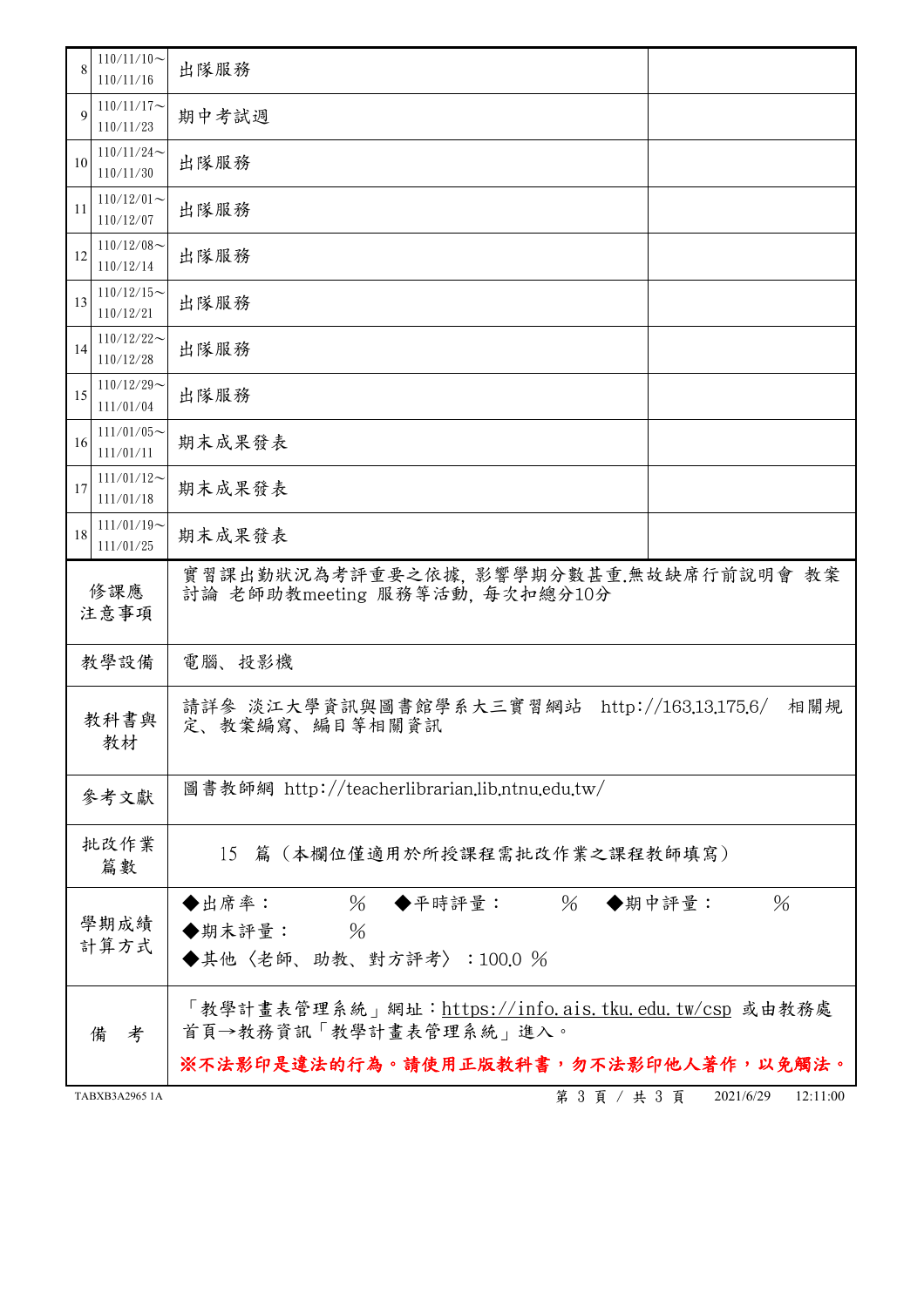| | | | |
|---|---|---|---|
| 8 | 110/11/10～<br>110/11/16 | 出隊服務 | |
| 9 | 110/11/17～<br>110/11/23 | 期中考試週 | |
| 10 | 110/11/24～<br>110/11/30 | 出隊服務 | |
| 11 | 110/12/01～<br>110/12/07 | 出隊服務 | |
| 12 | 110/12/08～<br>110/12/14 | 出隊服務 | |
| 13 | 110/12/15～<br>110/12/21 | 出隊服務 | |
| 14 | 110/12/22～<br>110/12/28 | 出隊服務 | |
| 15 | 110/12/29～<br>111/01/04 | 出隊服務 | |
| 16 | 111/01/05～<br>111/01/11 | 期末成果發表 | |
| 17 | 111/01/12～<br>111/01/18 | 期末成果發表 | |
| 18 | 111/01/19～<br>111/01/25 | 期末成果發表 | |

| | |
|---|---|
| 修課應注意事項 | 實習課出勤狀況為考評重要之依據，影響學期分數甚重.無故缺席行前說明會 教案討論 老師助教meeting 服務等活動，每次扣總分10分 |
| 教學設備 | 電腦、投影機 |
| 教科書與教材 | 請詳參 淡江大學資訊與圖書館學系大三實習網站　http://163.13.175.6/　相關規定、教案編寫、編目等相關資訊 |
| 參考文獻 | 圖書教師網 http://teacherlibrarian.lib.ntnu.edu.tw/ |
| 批改作業篇數 | 15　篇（本欄位僅適用於所授課程需批改作業之課程教師填寫） |
| 學期成績計算方式 | ◆出席率：　　％　◆平時評量：　　％　◆期中評量：　　％<br>◆期末評量：　　％<br>◆其他〈老師、助教、對方評考〉：100.0 ％ |
| 備　考 | 「教學計畫表管理系統」網址：https://info.ais.tku.edu.tw/csp 或由教務處首頁→教務資訊「教學計畫表管理系統」進入。<br>**※不法影印是違法的行為。請使用正版教科書，勿不法影印他人著作，以免觸法。** |

TABXB3A2965 1A　　2021/6/29　12:11:00